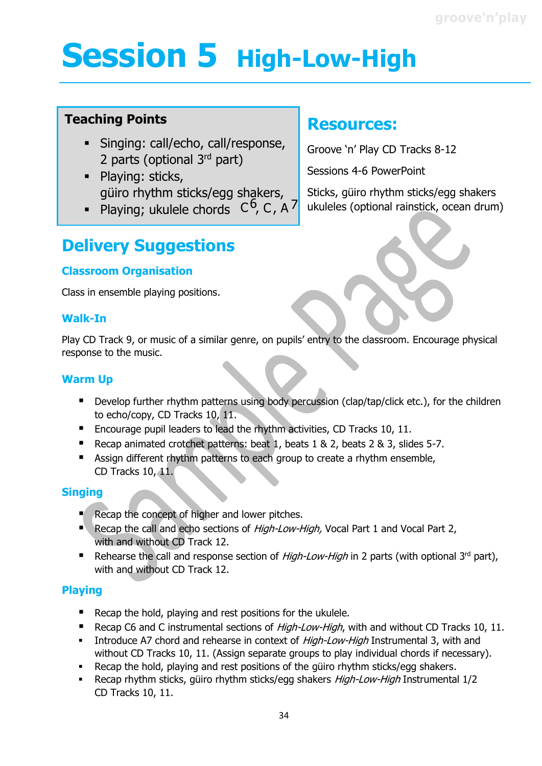# Session 5 High-Low-High

**Teaching Points**

- Singing: call/echo, call/response, 2 parts (optional 3rd part)
- Playing: sticks, güiro rhythm sticks/egg shakers,
- Playing; ukulele chords $C^6$, C, $A^7$

## Resources:

Groove 'n' Play CD Tracks 8-12

Sessions 4-6 PowerPoint

Sticks, güiro rhythm sticks/egg shakers ukuleles (optional rainstick, ocean drum)

## Delivery Suggestions

### Classroom Organisation

Class in ensemble playing positions.

### Walk-In

Play CD Track 9, or music of a similar genre, on pupils' entry to the classroom. Encourage physical response to the music.

### Warm Up

- Develop further rhythm patterns using body percussion (clap/tap/click etc.), for the children to echo/copy, CD Tracks 10, 11.
- Encourage pupil leaders to lead the rhythm activities, CD Tracks 10, 11.
- Recap animated crotchet patterns: beat 1, beats 1 & 2, beats 2 & 3, slides 5-7.
- Assign different rhythm patterns to each group to create a rhythm ensemble, CD Tracks 10, 11.

### Singing

- Recap the concept of higher and lower pitches.
- Recap the call and echo sections of *High-Low-High,* Vocal Part 1 and Vocal Part 2, with and without CD Track 12.
- Rehearse the call and response section of *High-Low-High* in 2 parts (with optional 3rd part), with and without CD Track 12.

### Playing

- Recap the hold, playing and rest positions for the ukulele.
- Recap C6 and C instrumental sections of *High-Low-High*, with and without CD Tracks 10, 11.
- Introduce A7 chord and rehearse in context of *High-Low-High* Instrumental 3, with and without CD Tracks 10, 11. (Assign separate groups to play individual chords if necessary).
- Recap the hold, playing and rest positions of the güiro rhythm sticks/egg shakers.
- Recap rhythm sticks, güiro rhythm sticks/egg shakers *High-Low-High* Instrumental 1/2 CD Tracks 10, 11.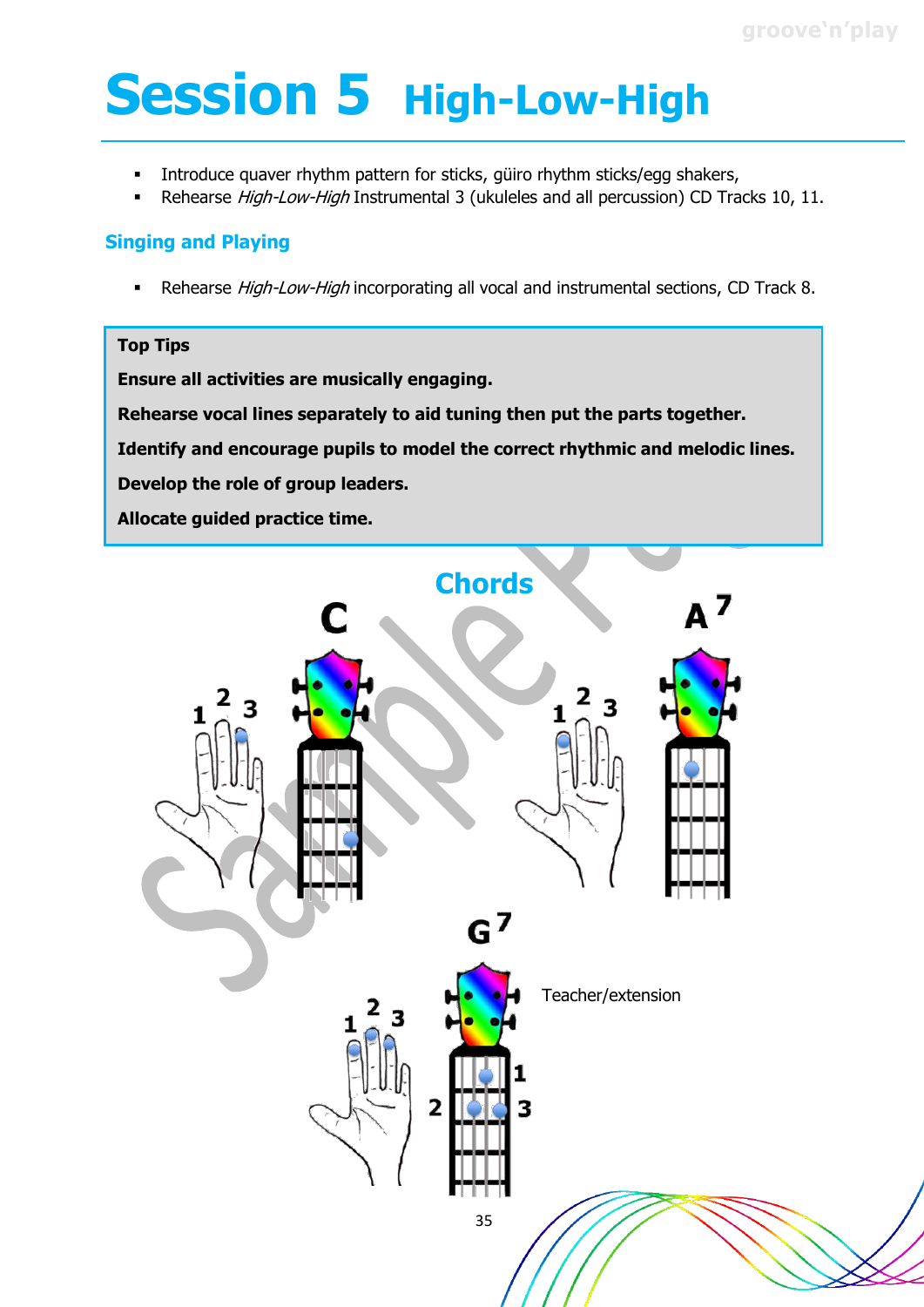# Session 5 High-Low-High

- Introduce quaver rhythm pattern for sticks, güiro rhythm sticks/egg shakers,
- Rehearse *High-Low-High* Instrumental 3 (ukuleles and all percussion) CD Tracks 10, 11.

## Singing and Playing

- Rehearse *High-Low-High* incorporating all vocal and instrumental sections, CD Track 8.

**Top Tips**

**Ensure all activities are musically engaging.**

**Rehearse vocal lines separately to aid tuning then put the parts together.**

**Identify and encourage pupils to model the correct rhythmic and melodic lines.**

**Develop the role of group leaders.**

**Allocate guided practice time.**

## Chords

C

A7

G7

Teacher/extension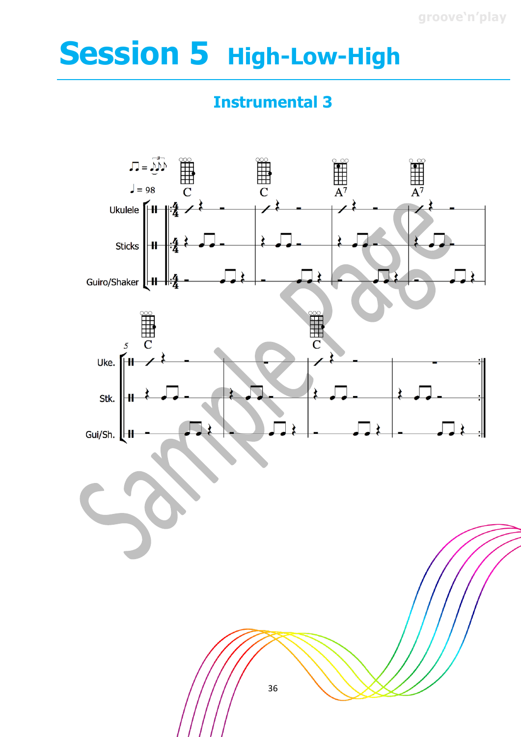# Session 5 High-Low-High

## Instrumental 3